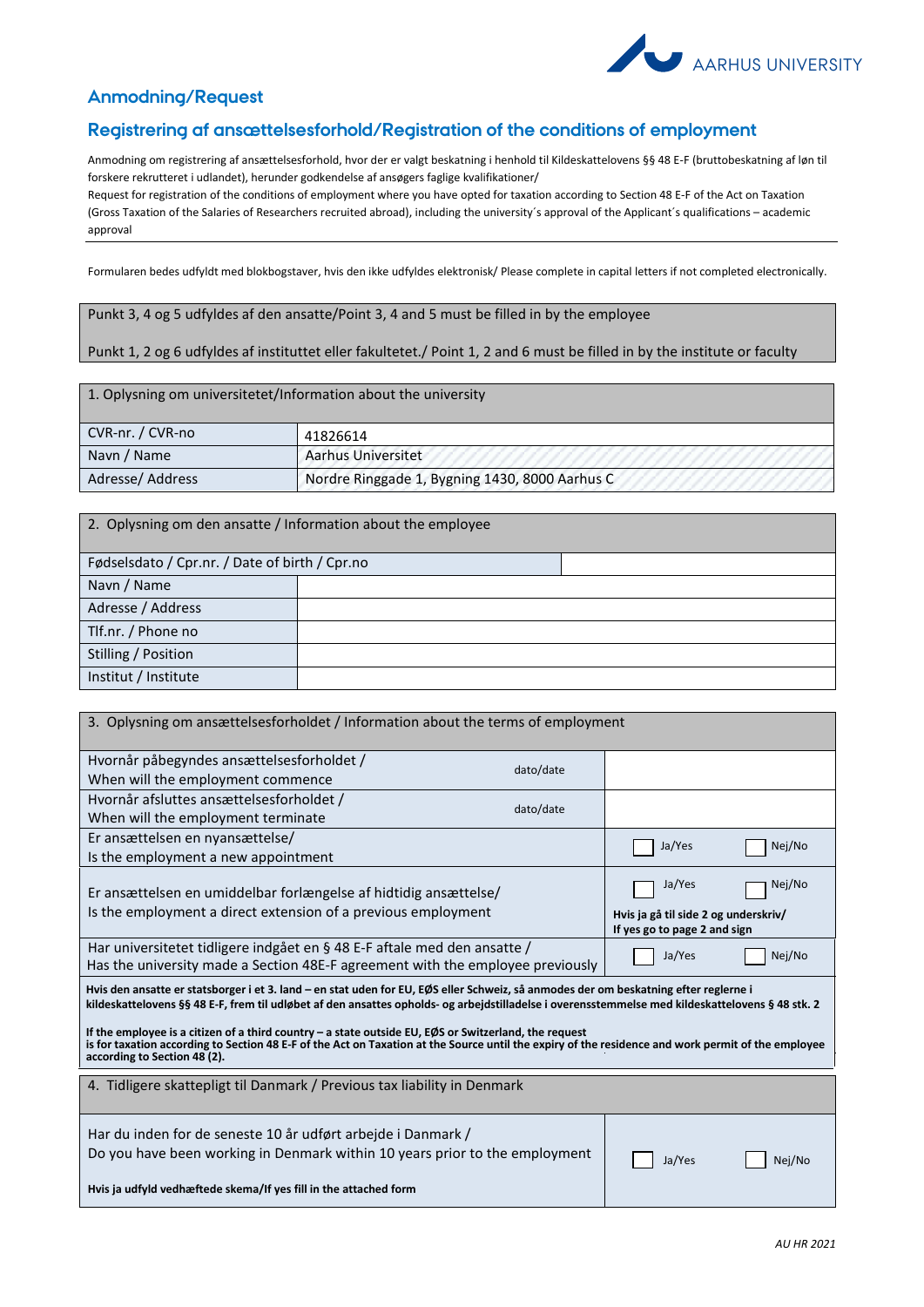AARHUS UNIVERSITY

## Anmodning/Request

## Registrering af ansættelsesforhold/Registration of the conditions of employment

Anmodning om registrering af ansættelsesforhold, hvor der er valgt beskatning i henhold til Kildeskattelovens §§ 48 E-F (bruttobeskatning af løn til forskere rekrutteret i udlandet), herunder godkendelse af ansøgers faglige kvalifikationer/
Request for registration of the conditions of employment where you have opted for taxation according to Section 48 E-F of the Act on Taxation (Gross Taxation of the Salaries of Researchers recruited abroad), including the university´s approval of the Applicant´s qualifications – academic approval

Formularen bedes udfyldt med blokbogstaver, hvis den ikke udfyldes elektronisk/ Please complete in capital letters if not completed electronically.

Punkt 3, 4 og 5 udfyldes af den ansatte/Point 3, 4 and 5 must be filled in by the employee

Punkt 1, 2 og 6 udfyldes af instituttet eller fakultetet./ Point 1, 2 and 6 must be filled in by the institute or faculty

| 1. Oplysning om universitetet/Information about the university | |
|---|---|
| CVR-nr. / CVR-no | 41826614 |
| Navn / Name | Aarhus Universitet |
| Adresse/ Address | Nordre Ringgade 1, Bygning 1430, 8000 Aarhus C |

| 2. Oplysning om den ansatte / Information about the employee | |
|---|---|
| Fødselsdato / Cpr.nr. / Date of birth / Cpr.no | |
| Navn / Name | |
| Adresse / Address | |
| Tlf.nr. / Phone no | |
| Stilling / Position | |
| Institut / Institute | |

| 3. Oplysning om ansættelsesforholdet / Information about the terms of employment | | |
|---|---|---|
| Hvornår påbegyndes ansættelsesforholdet / When will the employment commence | dato/date | |
| Hvornår afsluttes ansættelsesforholdet / When will the employment terminate | dato/date | |
| Er ansættelsen en nyansættelse/ Is the employment a new appointment | | ☐ Ja/Yes ☐ Nej/No |
| Er ansættelsen en umiddelbar forlængelse af hidtidig ansættelse/ Is the employment a direct extension of a previous employment | | ☐ Ja/Yes ☐ Nej/No **Hvis ja gå til side 2 og underskriv/ If yes go to page 2 and sign** |
| Har universitetet tidligere indgået en § 48 E-F aftale med den ansatte / Has the university made a Section 48E-F agreement with the employee previously | | ☐ Ja/Yes ☐ Nej/No |

**Hvis den ansatte er statsborger i et 3. land – en stat uden for EU, EØS eller Schweiz, så anmodes der om beskatning efter reglerne i kildeskattelovens §§ 48 E-F, frem til udløbet af den ansattes opholds- og arbejdstilladelse i overensstemmelse med kildeskattelovens § 48 stk. 2**

**If the employee is a citizen of a third country – a state outside EU, EØS or Switzerland, the request is for taxation according to Section 48 E-F of the Act on Taxation at the Source until the expiry of the residence and work permit of the employee according to Section 48 (2).**

| 4. Tidligere skattepligt til Danmark / Previous tax liability in Denmark | |
|---|---|
| Har du inden for de seneste 10 år udført arbejde i Danmark / Do you have been working in Denmark within 10 years prior to the employment<br>**Hvis ja udfyld vedhæftede skema/If yes fill in the attached form** | ☐ Ja/Yes ☐ Nej/No |

*AU HR 2021*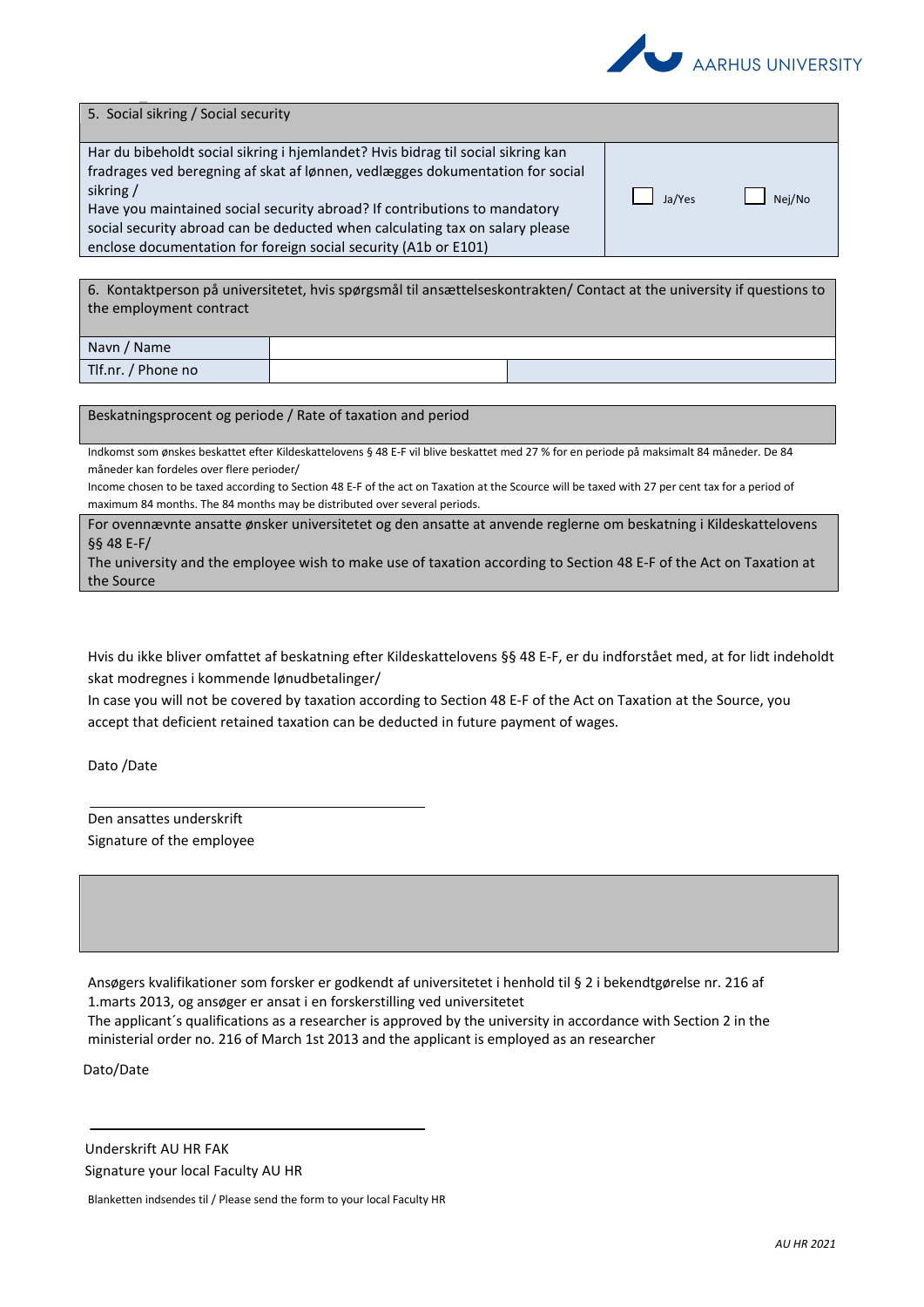| 5. Social sikring / Social security | |
|---|---|
| Har du bibeholdt social sikring i hjemlandet? Hvis bidrag til social sikring kan fradrages ved beregning af skat af lønnen, vedlægges dokumentation for social sikring /<br>Have you maintained social security abroad? If contributions to mandatory social security abroad can be deducted when calculating tax on salary please enclose documentation for foreign social security (A1b or E101) | ☐ Ja/Yes ☐ Nej/No |

| 6. Kontaktperson på universitetet, hvis spørgsmål til ansættelseskontrakten/ Contact at the university if questions to the employment contract | | |
|---|---|---|
| Navn / Name | | |
| Tlf.nr. / Phone no | | |

**Beskatningsprocent og periode / Rate of taxation and period**

Indkomst som ønskes beskattet efter Kildeskattelovens § 48 E-F vil blive beskattet med 27 % for en periode på maksimalt 84 måneder. De 84 måneder kan fordeles over flere perioder/

Income chosen to be taxed according to Section 48 E-F of the act on Taxation at the Scource will be taxed with 27 per cent tax for a period of maximum 84 months. The 84 months may be distributed over several periods.

For ovennævnte ansatte ønsker universitetet og den ansatte at anvende reglerne om beskatning i Kildeskattelovens §§ 48 E-F/

The university and the employee wish to make use of taxation according to Section 48 E-F of the Act on Taxation at the Source

Hvis du ikke bliver omfattet af beskatning efter Kildeskattelovens §§ 48 E-F, er du indforstået med, at for lidt indeholdt skat modregnes i kommende lønudbetalinger/

In case you will not be covered by taxation according to Section 48 E-F of the Act on Taxation at the Source, you accept that deficient retained taxation can be deducted in future payment of wages.

Dato /Date

\_\_\_\_\_\_\_\_\_\_\_\_\_\_\_\_\_\_\_\_\_\_\_\_\_\_\_\_\_\_\_\_

Den ansattes underskrift
Signature of the employee

Ansøgers kvalifikationer som forsker er godkendt af universitetet i henhold til § 2 i bekendtgørelse nr. 216 af 1.marts 2013, og ansøger er ansat i en forskerstilling ved universitetet

The applicant´s qualifications as a researcher is approved by the university in accordance with Section 2 in the ministerial order no. 216 of March 1st 2013 and the applicant is employed as an researcher

Dato/Date

\_\_\_\_\_\_\_\_\_\_\_\_\_\_\_\_\_\_\_\_\_\_\_\_\_\_\_\_\_\_\_\_

Underskrift AU HR FAK
Signature your local Faculty AU HR

Blanketten indsendes til / Please send the form to your local Faculty HR

*AU HR 2021*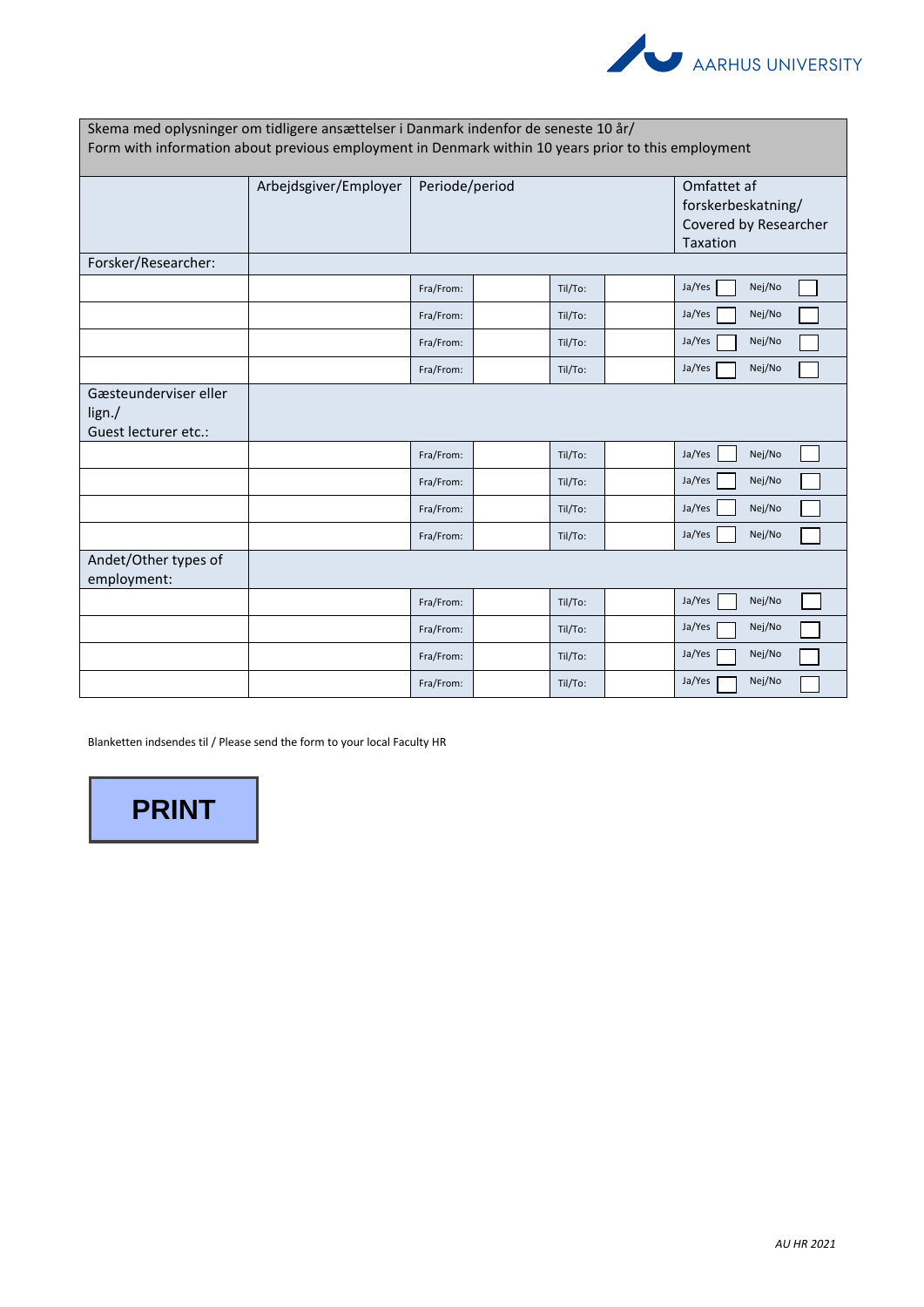Skema med oplysninger om tidligere ansættelser i Danmark indenfor de seneste 10 år/
Form with information about previous employment in Denmark within 10 years prior to this employment

| | Arbejdsgiver/Employer | Periode/period | | | | Omfattet af forskerbeskatning/ Covered by Researcher Taxation |
|---|---|---|---|---|---|---|
| Forsker/Researcher: | | | | | | |
| | | Fra/From: | | Til/To: | | Ja/Yes ☐ Nej/No ☐ |
| | | Fra/From: | | Til/To: | | Ja/Yes ☐ Nej/No ☐ |
| | | Fra/From: | | Til/To: | | Ja/Yes ☐ Nej/No ☐ |
| | | Fra/From: | | Til/To: | | Ja/Yes ☐ Nej/No ☐ |
| Gæsteunderviser eller lign./ Guest lecturer etc.: | | | | | | |
| | | Fra/From: | | Til/To: | | Ja/Yes ☐ Nej/No ☐ |
| | | Fra/From: | | Til/To: | | Ja/Yes ☐ Nej/No ☐ |
| | | Fra/From: | | Til/To: | | Ja/Yes ☐ Nej/No ☐ |
| | | Fra/From: | | Til/To: | | Ja/Yes ☐ Nej/No ☐ |
| Andet/Other types of employment: | | | | | | |
| | | Fra/From: | | Til/To: | | Ja/Yes ☐ Nej/No ☐ |
| | | Fra/From: | | Til/To: | | Ja/Yes ☐ Nej/No ☐ |
| | | Fra/From: | | Til/To: | | Ja/Yes ☐ Nej/No ☐ |
| | | Fra/From: | | Til/To: | | Ja/Yes ☐ Nej/No ☐ |

Blanketten indsendes til / Please send the form to your local Faculty HR

**PRINT**

*AU HR 2021*